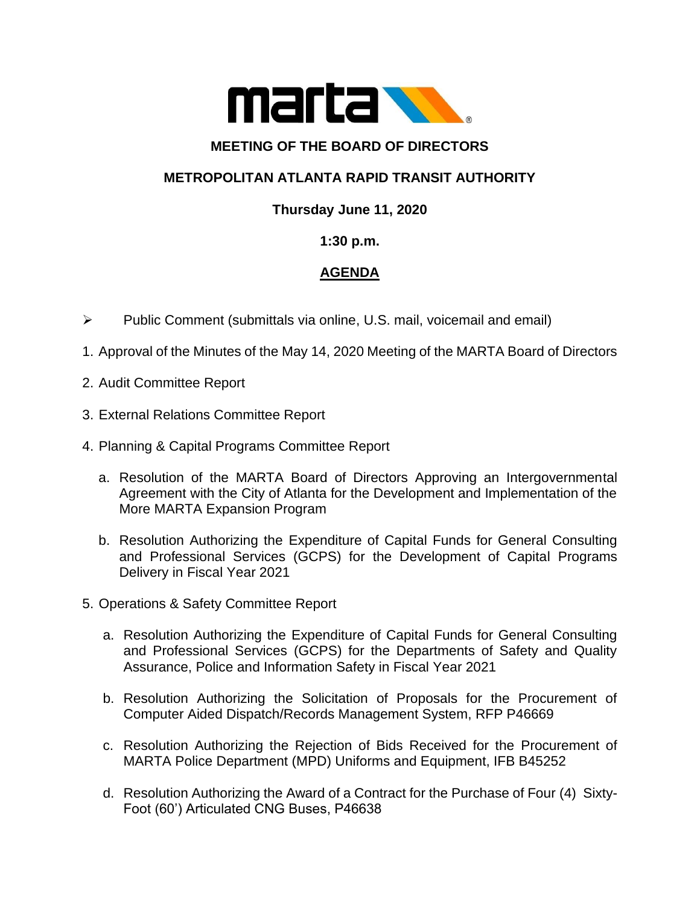marta

**MEETING OF THE BOARD OF DIRECTORS**

**METROPOLITAN ATLANTA RAPID TRANSIT AUTHORITY**

**Thursday June 11, 2020**

**1:30 p.m.**

**AGENDA**

- Public Comment (submittals via online, U.S. mail, voicemail and email)

1. Approval of the Minutes of the May 14, 2020 Meeting of the MARTA Board of Directors
2. Audit Committee Report
3. External Relations Committee Report
4. Planning & Capital Programs Committee Report
   a. Resolution of the MARTA Board of Directors Approving an Intergovernmental Agreement with the City of Atlanta for the Development and Implementation of the More MARTA Expansion Program
   b. Resolution Authorizing the Expenditure of Capital Funds for General Consulting and Professional Services (GCPS) for the Development of Capital Programs Delivery in Fiscal Year 2021
5. Operations & Safety Committee Report
   a. Resolution Authorizing the Expenditure of Capital Funds for General Consulting and Professional Services (GCPS) for the Departments of Safety and Quality Assurance, Police and Information Safety in Fiscal Year 2021
   b. Resolution Authorizing the Solicitation of Proposals for the Procurement of Computer Aided Dispatch/Records Management System, RFP P46669
   c. Resolution Authorizing the Rejection of Bids Received for the Procurement of MARTA Police Department (MPD) Uniforms and Equipment, IFB B45252
   d. Resolution Authorizing the Award of a Contract for the Purchase of Four (4) Sixty-Foot (60') Articulated CNG Buses, P46638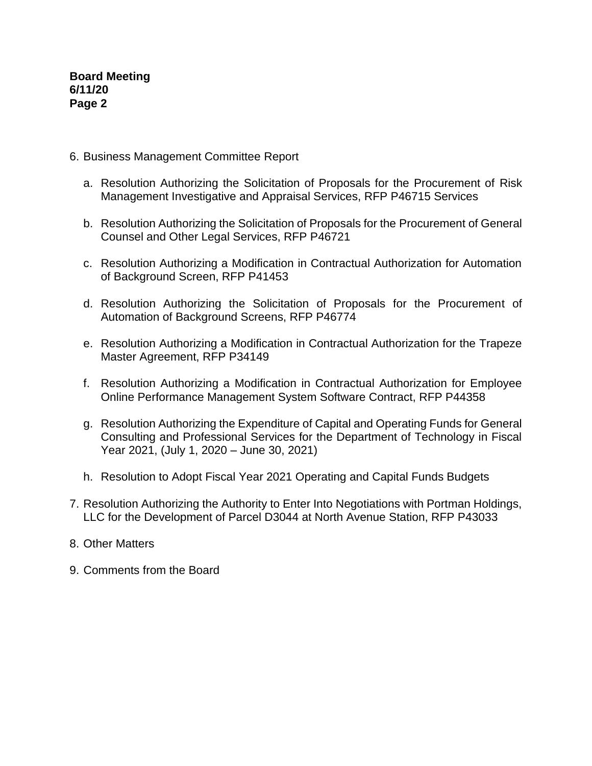6. Business Management Committee Report

    a. Resolution Authorizing the Solicitation of Proposals for the Procurement of Risk Management Investigative and Appraisal Services, RFP P46715 Services

    b. Resolution Authorizing the Solicitation of Proposals for the Procurement of General Counsel and Other Legal Services, RFP P46721

    c. Resolution Authorizing a Modification in Contractual Authorization for Automation of Background Screen, RFP P41453

    d. Resolution Authorizing the Solicitation of Proposals for the Procurement of Automation of Background Screens, RFP P46774

    e. Resolution Authorizing a Modification in Contractual Authorization for the Trapeze Master Agreement, RFP P34149

    f. Resolution Authorizing a Modification in Contractual Authorization for Employee Online Performance Management System Software Contract, RFP P44358

    g. Resolution Authorizing the Expenditure of Capital and Operating Funds for General Consulting and Professional Services for the Department of Technology in Fiscal Year 2021, (July 1, 2020 – June 30, 2021)

    h. Resolution to Adopt Fiscal Year 2021 Operating and Capital Funds Budgets

7. Resolution Authorizing the Authority to Enter Into Negotiations with Portman Holdings, LLC for the Development of Parcel D3044 at North Avenue Station, RFP P43033

8. Other Matters

9. Comments from the Board